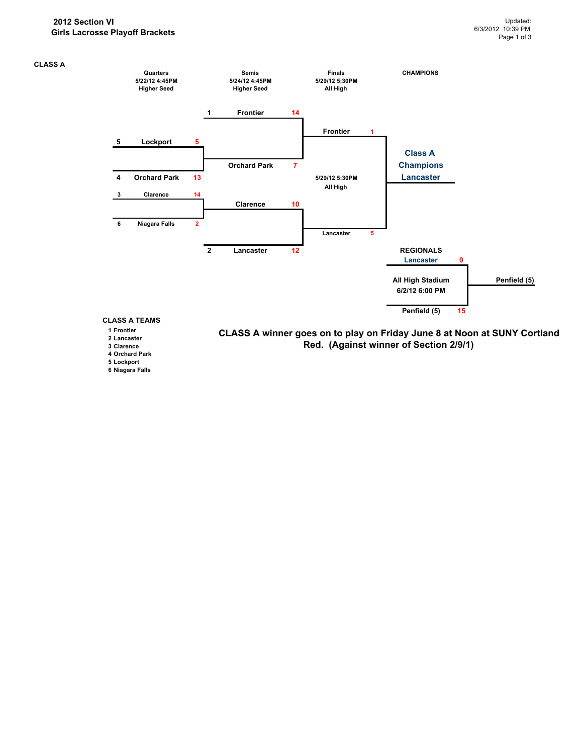**2012 Section VI**
**Girls Lacrosse Playoff Brackets**

Updated: 6/3/2012 10:39 PM

## CLASS A

| Round | Date/Time | Location |
| --- | --- | --- |
| Quarters | 5/22/12 4:45PM | Higher Seed |
| Semis | 5/24/12 4:45PM | Higher Seed |
| Finals | 5/29/12 5:30PM | All High |
| CHAMPIONS | | |

### Quarters

| Seed | Team | Score |
| --- | --- | --- |
| 5 | Lockport | 5 |
| 4 | Orchard Park | 13 |
| 3 | Clarence | 14 |
| 6 | Niagara Falls | 2 |

### Semis

| Seed | Team | Score |
| --- | --- | --- |
| 1 | Frontier | 14 |
| | Orchard Park | 7 |
| | Clarence | 10 |
| 2 | Lancaster | 12 |

### Finals (5/29/12 5:30PM, All High)

| Team | Score |
| --- | --- |
| Frontier | 1 |
| Lancaster | 5 |

**Class A Champions Lancaster**

### REGIONALS

All High Stadium, 6/2/12 6:00 PM

| Team | Score |
| --- | --- |
| Lancaster | 9 |
| Penfield (5) | 15 |

Winner: Penfield (5)

### CLASS A TEAMS

1 Frontier
2 Lancaster
3 Clarence
4 Orchard Park
5 Lockport
6 Niagara Falls

**CLASS A winner goes on to play on Friday June 8 at Noon at SUNY Cortland Red. (Against winner of Section 2/9/1)**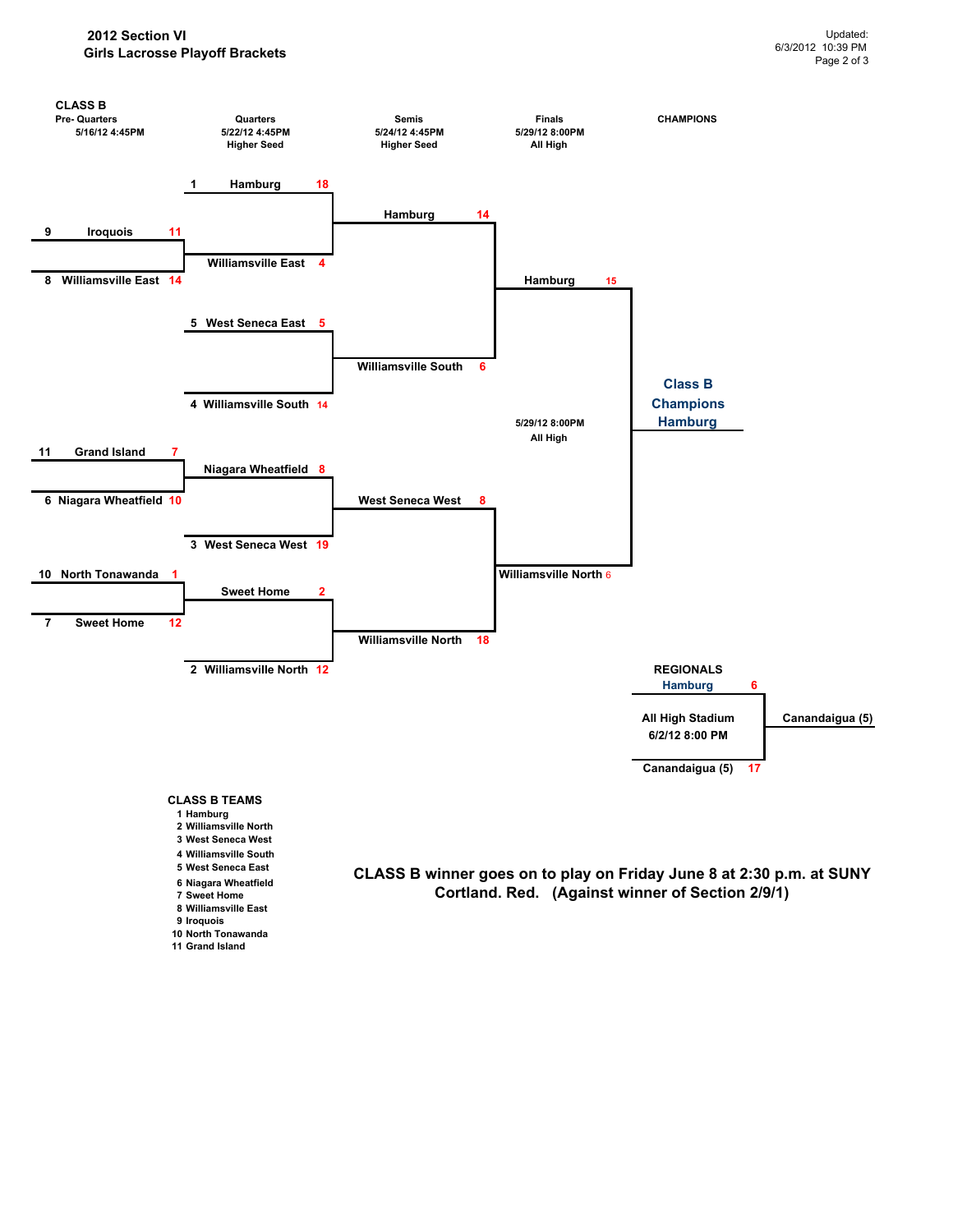# 2012 Section VI
## Girls Lacrosse Playoff Brackets

Updated: 6/3/2012 10:39 PM

### CLASS B

| Pre- Quarters 5/16/12 4:45PM | Quarters 5/22/12 4:45PM Higher Seed | Semis 5/24/12 4:45PM Higher Seed | Finals 5/29/12 8:00PM All High | CHAMPIONS |
|---|---|---|---|---|
| | 1 Hamburg 18 | | | |
| 9 Iroquois 11 | | Hamburg 14 | | |
| 8 Williamsville East 14 | Williamsville East 4 | | Hamburg 15 | |
| | 5 West Seneca East 5 | | | |
| | | Williamsville South 6 | | Class B Champions Hamburg |
| | 4 Williamsville South 14 | | | |
| 11 Grand Island 7 | Niagara Wheatfield 8 | | 5/29/12 8:00PM All High | |
| 6 Niagara Wheatfield 10 | | West Seneca West 8 | | |
| | 3 West Seneca West 19 | | Williamsville North 6 | |
| 10 North Tonawanda 1 | Sweet Home 2 | | | |
| 7 Sweet Home 12 | | Williamsville North 18 | | |
| | 2 Williamsville North 12 | | | |

### REGIONALS

All High Stadium
6/2/12 8:00 PM

| Team | Score |
|---|---|
| Hamburg | 6 |
| Canandaigua (5) | 17 |

Winner: Canandaigua (5)

### CLASS B TEAMS

1 Hamburg
2 Williamsville North
3 West Seneca West
4 Williamsville South
5 West Seneca East
6 Niagara Wheatfield
7 Sweet Home
8 Williamsville East
9 Iroquois
10 North Tonawanda
11 Grand Island

**CLASS B winner goes on to play on Friday June 8 at 2:30 p.m. at SUNY Cortland. Red. (Against winner of Section 2/9/1)**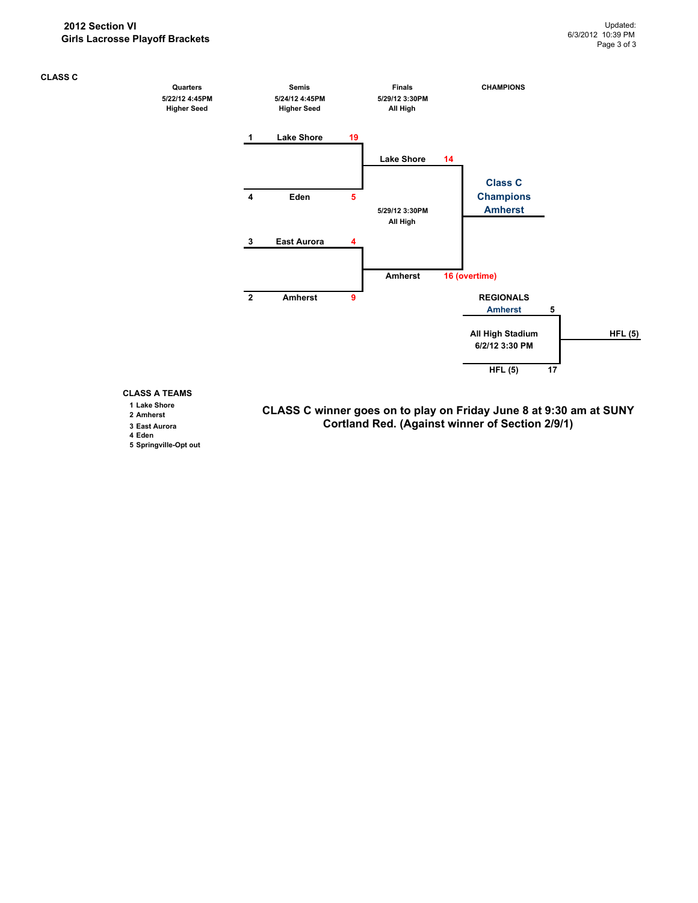**2012 Section VI**
**Girls Lacrosse Playoff Brackets**

Updated:
6/3/2012 10:39 PM

## CLASS C

| Quarters | Semis | Finals | CHAMPIONS |
|---|---|---|---|
| 5/22/12 4:45PM | 5/24/12 4:45PM | 5/29/12 3:30PM | |
| Higher Seed | Higher Seed | All High | |

1 Lake Shore 19

4 Eden 5

Lake Shore 14

5/29/12 3:30PM
All High

3 East Aurora 4

2 Amherst 9

Amherst 16 (overtime)

**Class C Champions Amherst**

**REGIONALS**

Amherst 5

All High Stadium
6/2/12 3:30 PM

HFL (5) 17

HFL (5)

**CLASS A TEAMS**

1 Lake Shore
2 Amherst
3 East Aurora
4 Eden
5 Springville-Opt out

**CLASS C winner goes on to play on Friday June 8 at 9:30 am at SUNY Cortland Red. (Against winner of Section 2/9/1)**